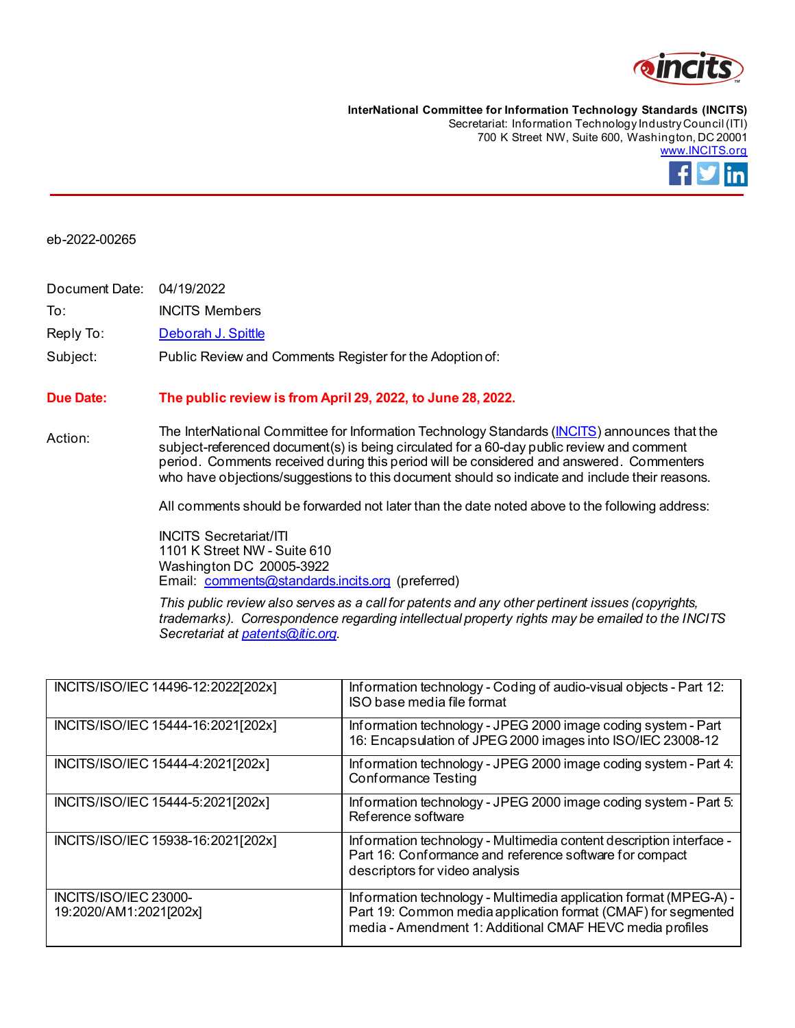**InterNational Committee for Information Technology Standards (INCITS)**
Secretariat: Information Technology Industry Council (ITI)
700 K Street NW, Suite 600, Washington, DC 20001
www.INCITS.org

eb-2022-00265

Document Date: 04/19/2022

To: INCITS Members

Reply To: Deborah J. Spittle

Subject: Public Review and Comments Register for the Adoption of:

**Due Date: The public review is from April 29, 2022, to June 28, 2022.**

Action: The InterNational Committee for Information Technology Standards (INCITS) announces that the subject-referenced document(s) is being circulated for a 60-day public review and comment period. Comments received during this period will be considered and answered. Commenters who have objections/suggestions to this document should so indicate and include their reasons.

All comments should be forwarded not later than the date noted above to the following address:

INCITS Secretariat/ITI
1101 K Street NW - Suite 610
Washington DC 20005-3922
Email: comments@standards.incits.org (preferred)

*This public review also serves as a call for patents and any other pertinent issues (copyrights, trademarks). Correspondence regarding intellectual property rights may be emailed to the INCITS Secretariat at patents@itic.org.*

| | |
|---|---|
| INCITS/ISO/IEC 14496-12:2022[202x] | Information technology - Coding of audio-visual objects - Part 12: ISO base media file format |
| INCITS/ISO/IEC 15444-16:2021[202x] | Information technology - JPEG 2000 image coding system - Part 16: Encapsulation of JPEG 2000 images into ISO/IEC 23008-12 |
| INCITS/ISO/IEC 15444-4:2021[202x] | Information technology - JPEG 2000 image coding system - Part 4: Conformance Testing |
| INCITS/ISO/IEC 15444-5:2021[202x] | Information technology - JPEG 2000 image coding system - Part 5: Reference software |
| INCITS/ISO/IEC 15938-16:2021[202x] | Information technology - Multimedia content description interface - Part 16: Conformance and reference software for compact descriptors for video analysis |
| INCITS/ISO/IEC 23000-19:2020/AM1:2021[202x] | Information technology - Multimedia application format (MPEG-A) - Part 19: Common media application format (CMAF) for segmented media - Amendment 1: Additional CMAF HEVC media profiles |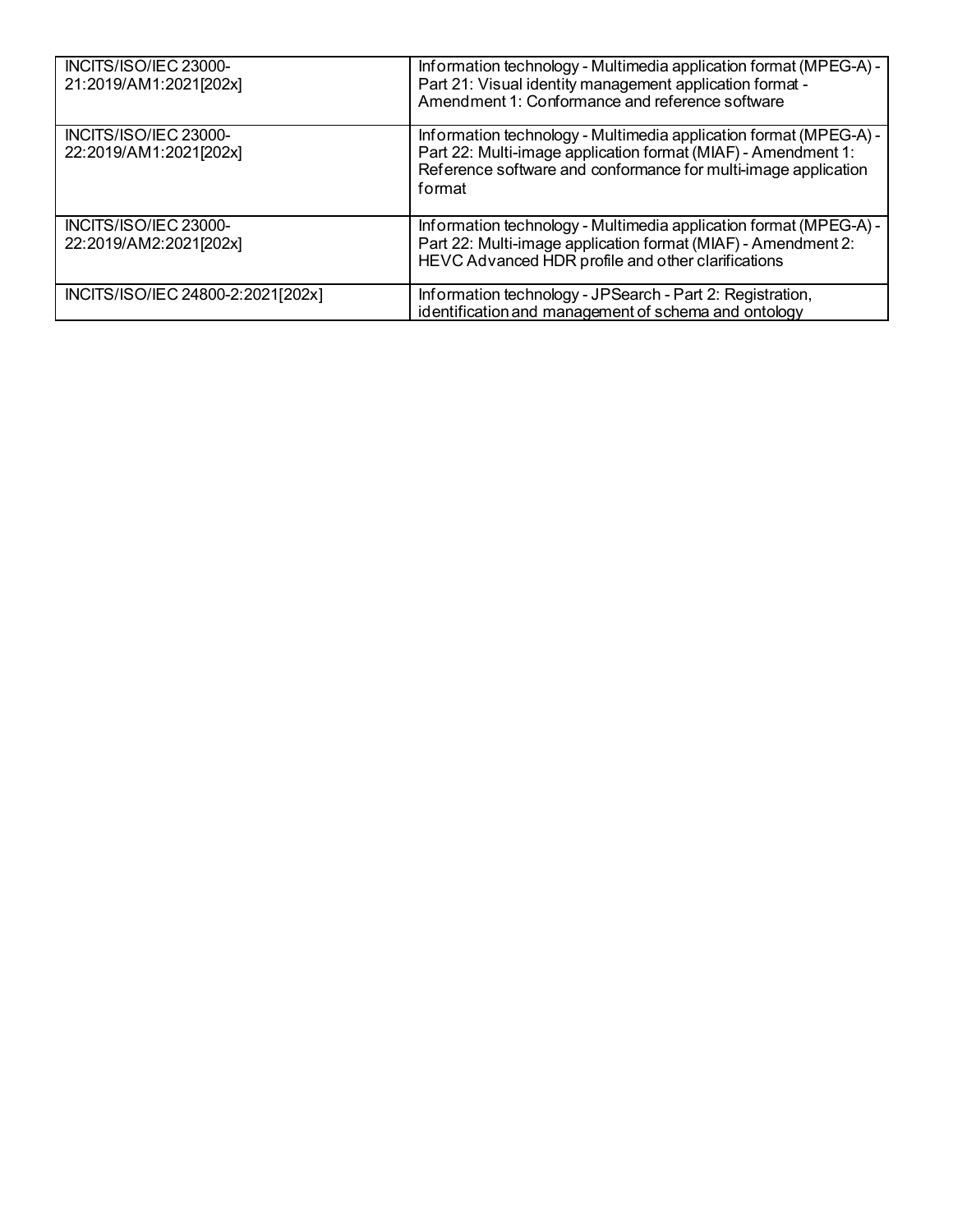| | |
|---|---|
| INCITS/ISO/IEC 23000-21:2019/AM1:2021[202x] | Information technology - Multimedia application format (MPEG-A) - Part 21: Visual identity management application format - Amendment 1: Conformance and reference software |
| INCITS/ISO/IEC 23000-22:2019/AM1:2021[202x] | Information technology - Multimedia application format (MPEG-A) - Part 22: Multi-image application format (MIAF) - Amendment 1: Reference software and conformance for multi-image application format |
| INCITS/ISO/IEC 23000-22:2019/AM2:2021[202x] | Information technology - Multimedia application format (MPEG-A) - Part 22: Multi-image application format (MIAF) - Amendment 2: HEVC Advanced HDR profile and other clarifications |
| INCITS/ISO/IEC 24800-2:2021[202x] | Information technology - JPSearch - Part 2: Registration, identification and management of schema and ontology |